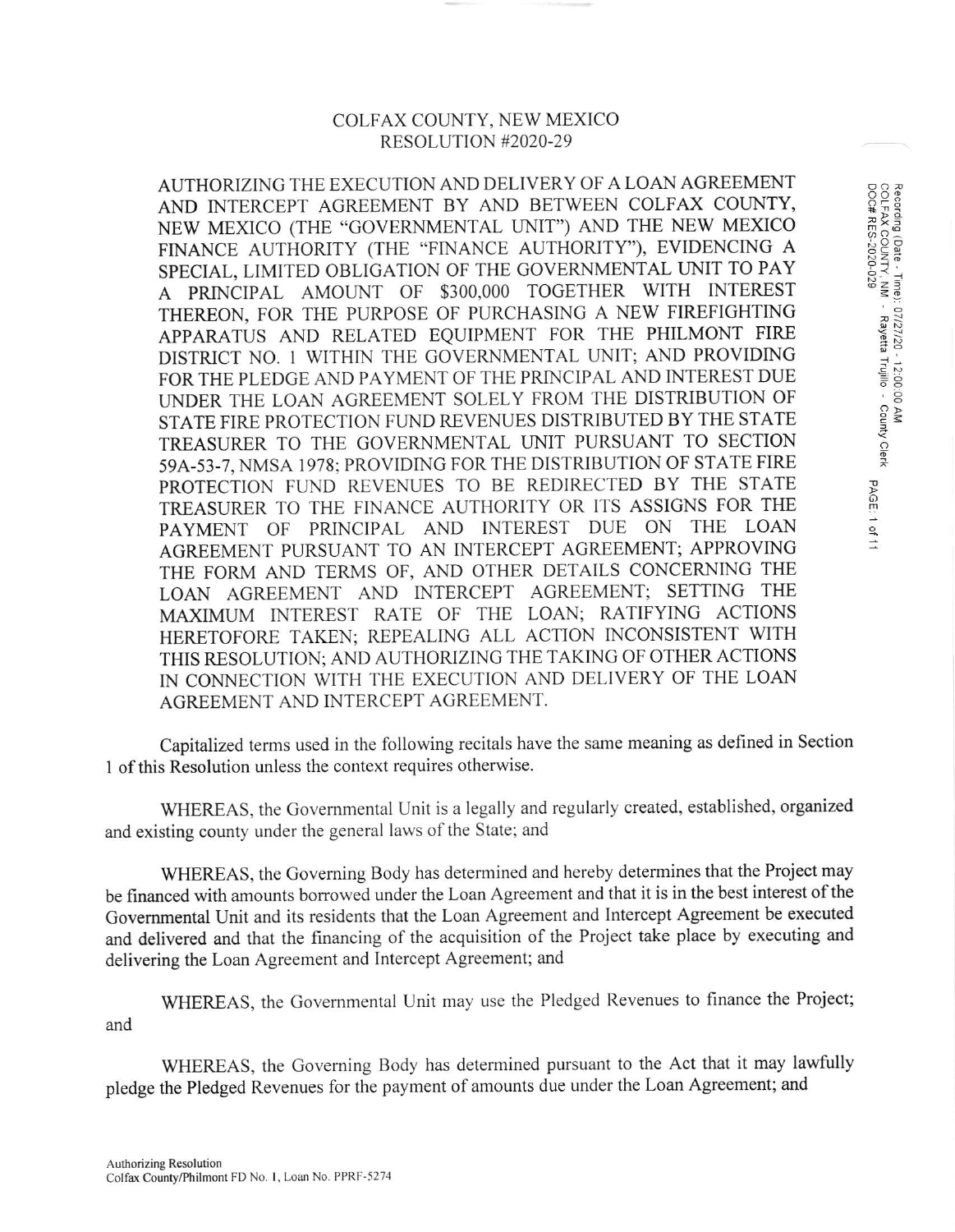# COLFAX COUNTY, NEW MEXICO
## RESOLUTION #2020-29

AUTHORIZING THE EXECUTION AND DELIVERY OF A LOAN AGREEMENT AND INTERCEPT AGREEMENT BY AND BETWEEN COLFAX COUNTY, NEW MEXICO (THE "GOVERNMENTAL UNIT") AND THE NEW MEXICO FINANCE AUTHORITY (THE "FINANCE AUTHORITY"), EVIDENCING A SPECIAL, LIMITED OBLIGATION OF THE GOVERNMENTAL UNIT TO PAY A PRINCIPAL AMOUNT OF $300,000 TOGETHER WITH INTEREST THEREON, FOR THE PURPOSE OF PURCHASING A NEW FIREFIGHTING APPARATUS AND RELATED EQUIPMENT FOR THE PHILMONT FIRE DISTRICT NO. 1 WITHIN THE GOVERNMENTAL UNIT; AND PROVIDING FOR THE PLEDGE AND PAYMENT OF THE PRINCIPAL AND INTEREST DUE UNDER THE LOAN AGREEMENT SOLELY FROM THE DISTRIBUTION OF STATE FIRE PROTECTION FUND REVENUES DISTRIBUTED BY THE STATE TREASURER TO THE GOVERNMENTAL UNIT PURSUANT TO SECTION 59A-53-7, NMSA 1978; PROVIDING FOR THE DISTRIBUTION OF STATE FIRE PROTECTION FUND REVENUES TO BE REDIRECTED BY THE STATE TREASURER TO THE FINANCE AUTHORITY OR ITS ASSIGNS FOR THE PAYMENT OF PRINCIPAL AND INTEREST DUE ON THE LOAN AGREEMENT PURSUANT TO AN INTERCEPT AGREEMENT; APPROVING THE FORM AND TERMS OF, AND OTHER DETAILS CONCERNING THE LOAN AGREEMENT AND INTERCEPT AGREEMENT; SETTING THE MAXIMUM INTEREST RATE OF THE LOAN; RATIFYING ACTIONS HERETOFORE TAKEN; REPEALING ALL ACTION INCONSISTENT WITH THIS RESOLUTION; AND AUTHORIZING THE TAKING OF OTHER ACTIONS IN CONNECTION WITH THE EXECUTION AND DELIVERY OF THE LOAN AGREEMENT AND INTERCEPT AGREEMENT.

Capitalized terms used in the following recitals have the same meaning as defined in Section 1 of this Resolution unless the context requires otherwise.

WHEREAS, the Governmental Unit is a legally and regularly created, established, organized and existing county under the general laws of the State; and

WHEREAS, the Governing Body has determined and hereby determines that the Project may be financed with amounts borrowed under the Loan Agreement and that it is in the best interest of the Governmental Unit and its residents that the Loan Agreement and Intercept Agreement be executed and delivered and that the financing of the acquisition of the Project take place by executing and delivering the Loan Agreement and Intercept Agreement; and

WHEREAS, the Governmental Unit may use the Pledged Revenues to finance the Project; and

WHEREAS, the Governing Body has determined pursuant to the Act that it may lawfully pledge the Pledged Revenues for the payment of amounts due under the Loan Agreement; and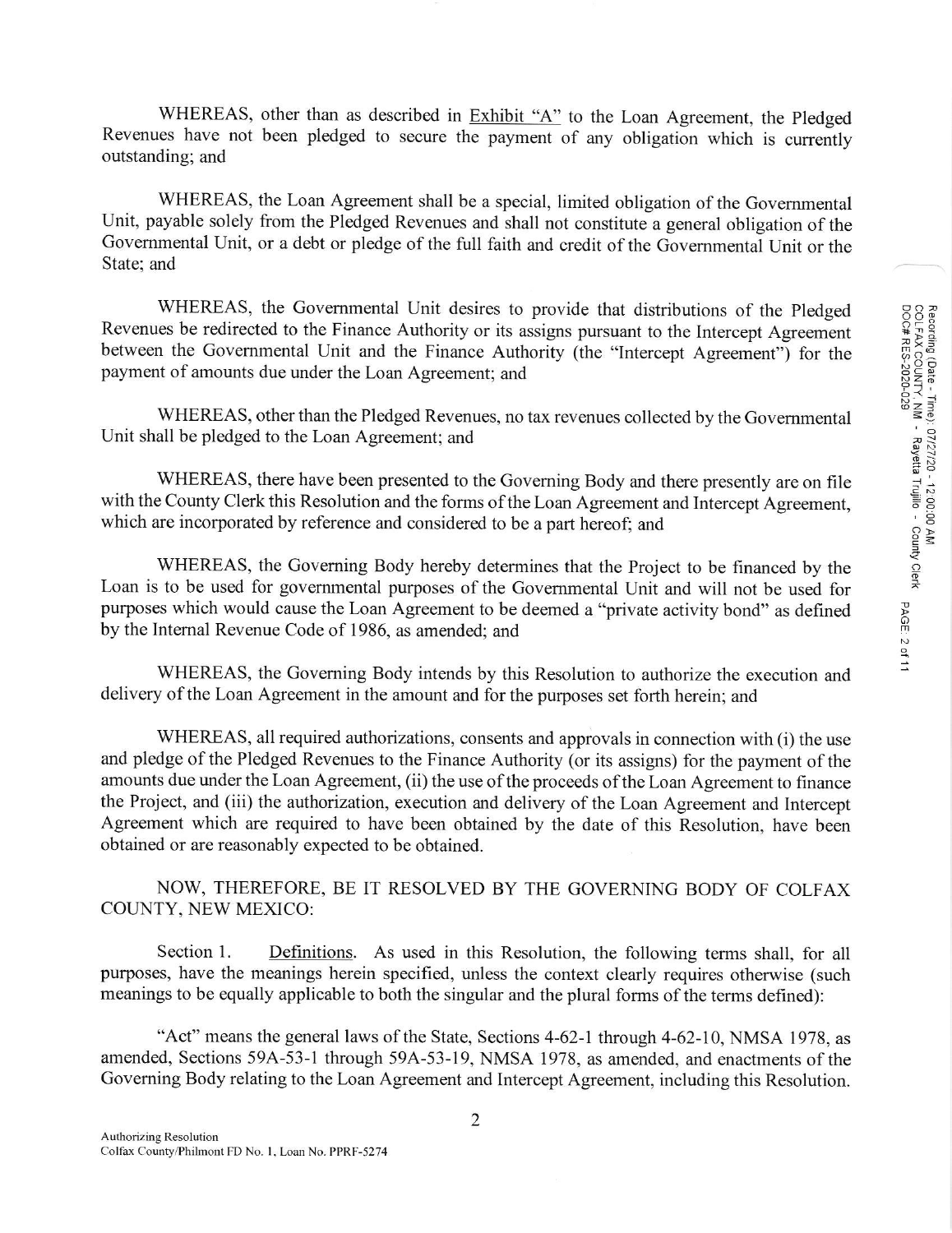WHEREAS, other than as described in Exhibit "A" to the Loan Agreement, the Pledged Revenues have not been pledged to secure the payment of any obligation which is currently outstanding; and

WHEREAS, the Loan Agreement shall be a special, limited obligation of the Governmental Unit, payable solely from the Pledged Revenues and shall not constitute a general obligation of the Governmental Unit, or a debt or pledge of the full faith and credit of the Governmental Unit or the State; and

WHEREAS, the Governmental Unit desires to provide that distributions of the Pledged Revenues be redirected to the Finance Authority or its assigns pursuant to the Intercept Agreement between the Governmental Unit and the Finance Authority (the "Intercept Agreement") for the payment of amounts due under the Loan Agreement; and

WHEREAS, other than the Pledged Revenues, no tax revenues collected by the Governmental Unit shall be pledged to the Loan Agreement; and

WHEREAS, there have been presented to the Governing Body and there presently are on file with the County Clerk this Resolution and the forms of the Loan Agreement and Intercept Agreement, which are incorporated by reference and considered to be a part hereof; and

WHEREAS, the Governing Body hereby determines that the Project to be financed by the Loan is to be used for governmental purposes of the Governmental Unit and will not be used for purposes which would cause the Loan Agreement to be deemed a "private activity bond" as defined by the Internal Revenue Code of 1986, as amended; and

WHEREAS, the Governing Body intends by this Resolution to authorize the execution and delivery of the Loan Agreement in the amount and for the purposes set forth herein; and

WHEREAS, all required authorizations, consents and approvals in connection with (i) the use and pledge of the Pledged Revenues to the Finance Authority (or its assigns) for the payment of the amounts due under the Loan Agreement, (ii) the use of the proceeds of the Loan Agreement to finance the Project, and (iii) the authorization, execution and delivery of the Loan Agreement and Intercept Agreement which are required to have been obtained by the date of this Resolution, have been obtained or are reasonably expected to be obtained.

NOW, THEREFORE, BE IT RESOLVED BY THE GOVERNING BODY OF COLFAX COUNTY, NEW MEXICO:

Section 1. Definitions. As used in this Resolution, the following terms shall, for all purposes, have the meanings herein specified, unless the context clearly requires otherwise (such meanings to be equally applicable to both the singular and the plural forms of the terms defined):

"Act" means the general laws of the State, Sections 4-62-1 through 4-62-10, NMSA 1978, as amended, Sections 59A-53-1 through 59A-53-19, NMSA 1978, as amended, and enactments of the Governing Body relating to the Loan Agreement and Intercept Agreement, including this Resolution.